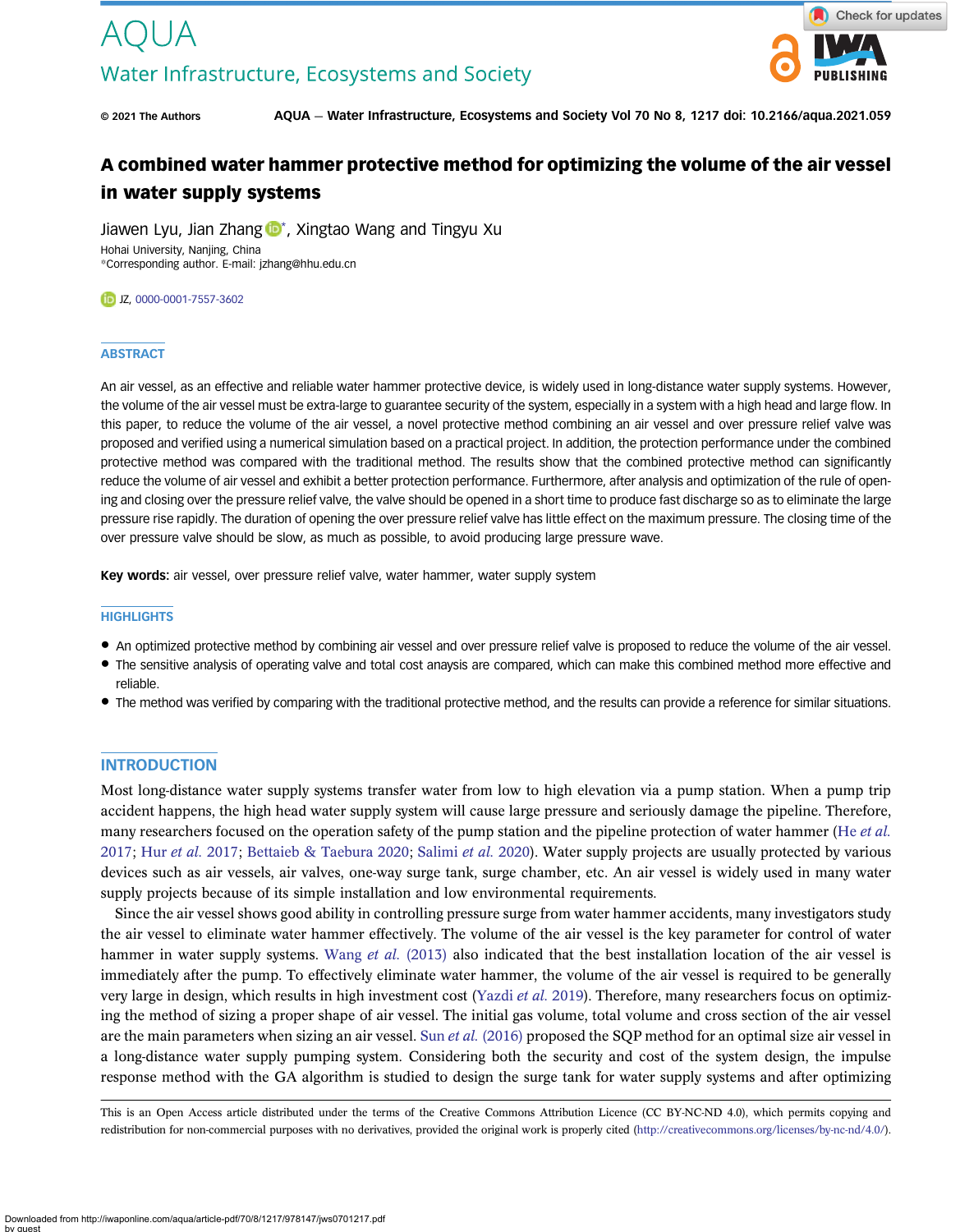# AQUA

## Water Infrastructure, Ecosystems and Society

© 2021 The Authors

# A combined water hammer protective method for optimizing the volume of the air vessel in water supply systems

Jiawen Lyu, Jian Zhang*, Xingtao Wang and Tingyu Xu

Hohai University, Nanjing, China
*Corresponding author. E-mail: jzhang@hhu.edu.cn

JZ, 0000-0001-7557-3602

## ABSTRACT

An air vessel, as an effective and reliable water hammer protective device, is widely used in long-distance water supply systems. However, the volume of the air vessel must be extra-large to guarantee security of the system, especially in a system with a high head and large flow. In this paper, to reduce the volume of the air vessel, a novel protective method combining an air vessel and over pressure relief valve was proposed and verified using a numerical simulation based on a practical project. In addition, the protection performance under the combined protective method was compared with the traditional method. The results show that the combined protective method can significantly reduce the volume of air vessel and exhibit a better protection performance. Furthermore, after analysis and optimization of the rule of opening and closing over the pressure relief valve, the valve should be opened in a short time to produce fast discharge so as to eliminate the large pressure rise rapidly. The duration of opening the over pressure relief valve has little effect on the maximum pressure. The closing time of the over pressure valve should be slow, as much as possible, to avoid producing large pressure wave.

**Key words:** air vessel, over pressure relief valve, water hammer, water supply system

## HIGHLIGHTS

- An optimized protective method by combining air vessel and over pressure relief valve is proposed to reduce the volume of the air vessel.
- The sensitive analysis of operating valve and total cost anaysis are compared, which can make this combined method more effective and reliable.
- The method was verified by comparing with the traditional protective method, and the results can provide a reference for similar situations.

## INTRODUCTION

Most long-distance water supply systems transfer water from low to high elevation via a pump station. When a pump trip accident happens, the high head water supply system will cause large pressure and seriously damage the pipeline. Therefore, many researchers focused on the operation safety of the pump station and the pipeline protection of water hammer (He *et al.* 2017; Hur *et al.* 2017; Bettaieb & Taebura 2020; Salimi *et al.* 2020). Water supply projects are usually protected by various devices such as air vessels, air valves, one-way surge tank, surge chamber, etc. An air vessel is widely used in many water supply projects because of its simple installation and low environmental requirements.

Since the air vessel shows good ability in controlling pressure surge from water hammer accidents, many investigators study the air vessel to eliminate water hammer effectively. The volume of the air vessel is the key parameter for control of water hammer in water supply systems. Wang *et al.* (2013) also indicated that the best installation location of the air vessel is immediately after the pump. To effectively eliminate water hammer, the volume of the air vessel is required to be generally very large in design, which results in high investment cost (Yazdi *et al.* 2019). Therefore, many researchers focus on optimizing the method of sizing a proper shape of air vessel. The initial gas volume, total volume and cross section of the air vessel are the main parameters when sizing an air vessel. Sun *et al.* (2016) proposed the SQP method for an optimal size air vessel in a long-distance water supply pumping system. Considering both the security and cost of the system design, the impulse response method with the GA algorithm is studied to design the surge tank for water supply systems and after optimizing

This is an Open Access article distributed under the terms of the Creative Commons Attribution Licence (CC BY-NC-ND 4.0), which permits copying and redistribution for non-commercial purposes with no derivatives, provided the original work is properly cited (http://creativecommons.org/licenses/by-nc-nd/4.0/).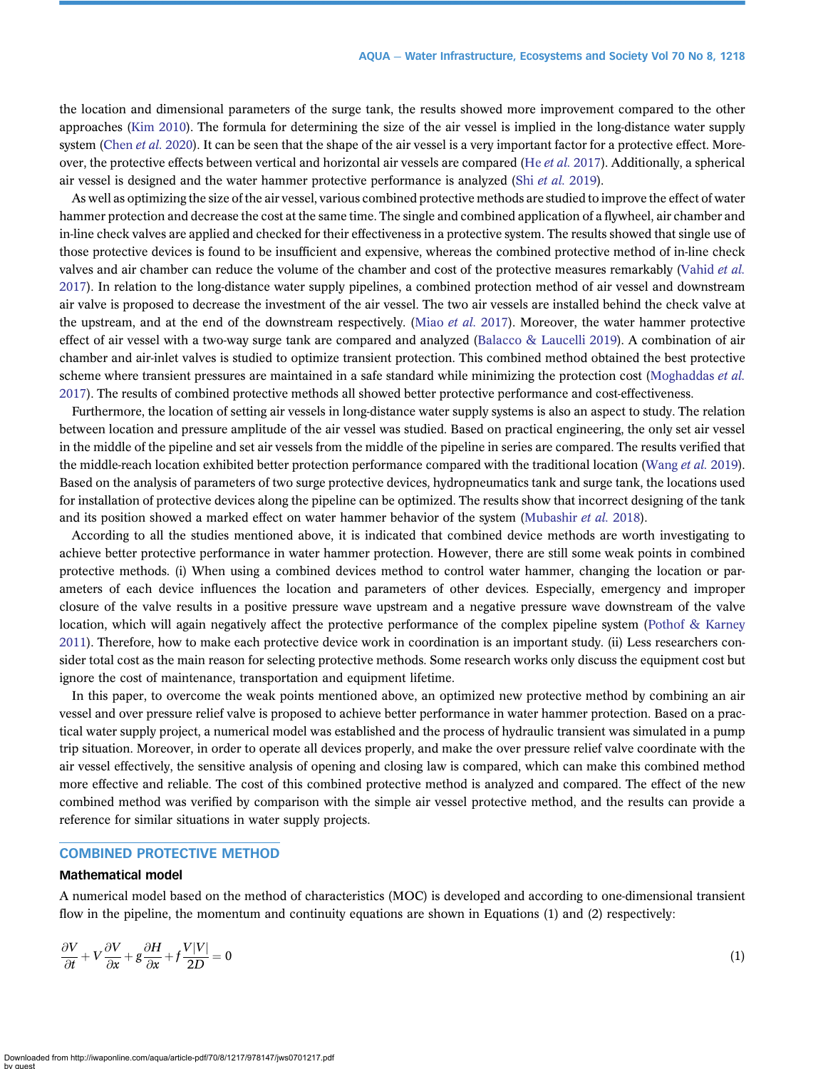the location and dimensional parameters of the surge tank, the results showed more improvement compared to the other approaches (Kim 2010). The formula for determining the size of the air vessel is implied in the long-distance water supply system (Chen *et al.* 2020). It can be seen that the shape of the air vessel is a very important factor for a protective effect. Moreover, the protective effects between vertical and horizontal air vessels are compared (He *et al.* 2017). Additionally, a spherical air vessel is designed and the water hammer protective performance is analyzed (Shi *et al.* 2019).

As well as optimizing the size of the air vessel, various combined protective methods are studied to improve the effect of water hammer protection and decrease the cost at the same time. The single and combined application of a flywheel, air chamber and in-line check valves are applied and checked for their effectiveness in a protective system. The results showed that single use of those protective devices is found to be insufficient and expensive, whereas the combined protective method of in-line check valves and air chamber can reduce the volume of the chamber and cost of the protective measures remarkably (Vahid *et al.* 2017). In relation to the long-distance water supply pipelines, a combined protection method of air vessel and downstream air valve is proposed to decrease the investment of the air vessel. The two air vessels are installed behind the check valve at the upstream, and at the end of the downstream respectively. (Miao *et al.* 2017). Moreover, the water hammer protective effect of air vessel with a two-way surge tank are compared and analyzed (Balacco & Laucelli 2019). A combination of air chamber and air-inlet valves is studied to optimize transient protection. This combined method obtained the best protective scheme where transient pressures are maintained in a safe standard while minimizing the protection cost (Moghaddas *et al.* 2017). The results of combined protective methods all showed better protective performance and cost-effectiveness.

Furthermore, the location of setting air vessels in long-distance water supply systems is also an aspect to study. The relation between location and pressure amplitude of the air vessel was studied. Based on practical engineering, the only set air vessel in the middle of the pipeline and set air vessels from the middle of the pipeline in series are compared. The results verified that the middle-reach location exhibited better protection performance compared with the traditional location (Wang *et al.* 2019). Based on the analysis of parameters of two surge protective devices, hydropneumatics tank and surge tank, the locations used for installation of protective devices along the pipeline can be optimized. The results show that incorrect designing of the tank and its position showed a marked effect on water hammer behavior of the system (Mubashir *et al.* 2018).

According to all the studies mentioned above, it is indicated that combined device methods are worth investigating to achieve better protective performance in water hammer protection. However, there are still some weak points in combined protective methods. (i) When using a combined devices method to control water hammer, changing the location or parameters of each device influences the location and parameters of other devices. Especially, emergency and improper closure of the valve results in a positive pressure wave upstream and a negative pressure wave downstream of the valve location, which will again negatively affect the protective performance of the complex pipeline system (Pothof & Karney 2011). Therefore, how to make each protective device work in coordination is an important study. (ii) Less researchers consider total cost as the main reason for selecting protective methods. Some research works only discuss the equipment cost but ignore the cost of maintenance, transportation and equipment lifetime.

In this paper, to overcome the weak points mentioned above, an optimized new protective method by combining an air vessel and over pressure relief valve is proposed to achieve better performance in water hammer protection. Based on a practical water supply project, a numerical model was established and the process of hydraulic transient was simulated in a pump trip situation. Moreover, in order to operate all devices properly, and make the over pressure relief valve coordinate with the air vessel effectively, the sensitive analysis of opening and closing law is compared, which can make this combined method more effective and reliable. The cost of this combined protective method is analyzed and compared. The effect of the new combined method was verified by comparison with the simple air vessel protective method, and the results can provide a reference for similar situations in water supply projects.

## COMBINED PROTECTIVE METHOD

### Mathematical model

A numerical model based on the method of characteristics (MOC) is developed and according to one-dimensional transient flow in the pipeline, the momentum and continuity equations are shown in Equations (1) and (2) respectively:

$$\frac{\partial V}{\partial t} + V\frac{\partial V}{\partial x} + g\frac{\partial H}{\partial x} + f\frac{V|V|}{2D} = 0 \tag{1}$$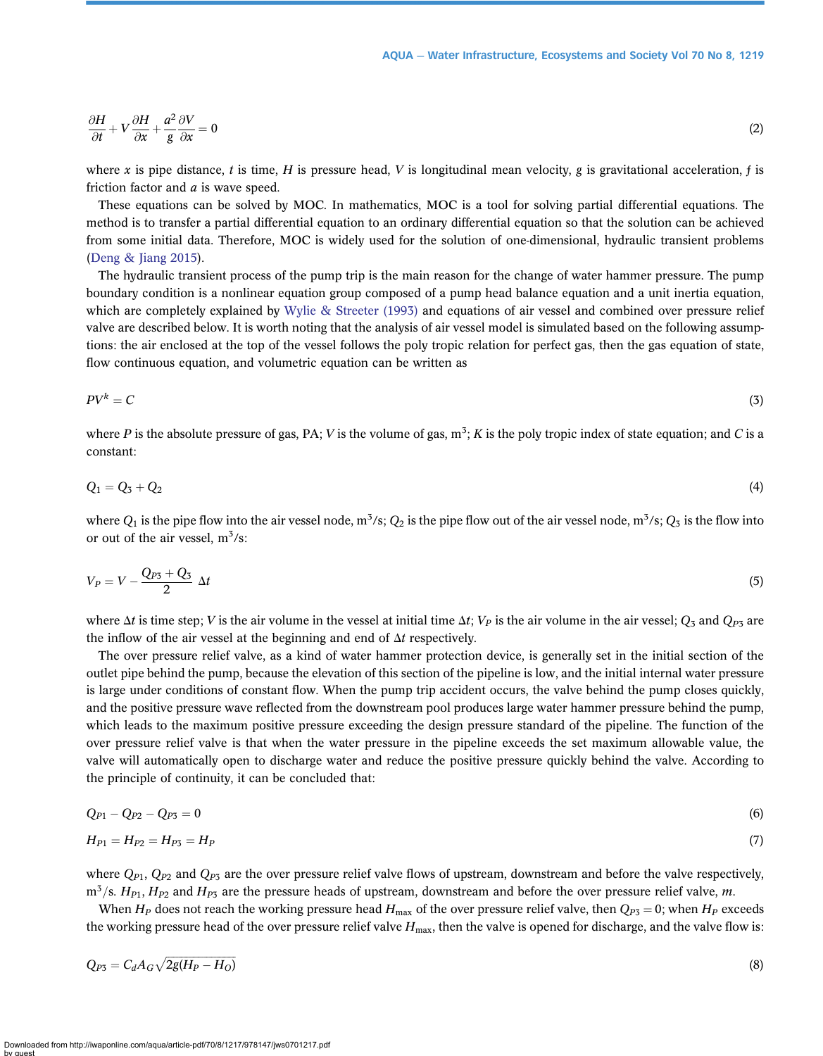$$\frac{\partial H}{\partial t} + V\frac{\partial H}{\partial x} + \frac{a^2}{g}\frac{\partial V}{\partial x} = 0 \tag{2}$$

where $x$ is pipe distance, $t$ is time, $H$ is pressure head, $V$ is longitudinal mean velocity, $g$ is gravitational acceleration, $f$ is friction factor and $a$ is wave speed.

These equations can be solved by MOC. In mathematics, MOC is a tool for solving partial differential equations. The method is to transfer a partial differential equation to an ordinary differential equation so that the solution can be achieved from some initial data. Therefore, MOC is widely used for the solution of one-dimensional, hydraulic transient problems (Deng & Jiang 2015).

The hydraulic transient process of the pump trip is the main reason for the change of water hammer pressure. The pump boundary condition is a nonlinear equation group composed of a pump head balance equation and a unit inertia equation, which are completely explained by Wylie & Streeter (1993) and equations of air vessel and combined over pressure relief valve are described below. It is worth noting that the analysis of air vessel model is simulated based on the following assumptions: the air enclosed at the top of the vessel follows the poly tropic relation for perfect gas, then the gas equation of state, flow continuous equation, and volumetric equation can be written as

$$PV^k = C \tag{3}$$

where $P$ is the absolute pressure of gas, PA; $V$ is the volume of gas, $m^3$; $K$ is the poly tropic index of state equation; and $C$ is a constant:

$$Q_1 = Q_3 + Q_2 \tag{4}$$

where $Q_1$ is the pipe flow into the air vessel node, $m^3/s$; $Q_2$ is the pipe flow out of the air vessel node, $m^3/s$; $Q_3$ is the flow into or out of the air vessel, $m^3/s$:

$$V_P = V - \frac{Q_{P3} + Q_3}{2}\,\Delta t \tag{5}$$

where $\Delta t$ is time step; $V$ is the air volume in the vessel at initial time $\Delta t$; $V_P$ is the air volume in the air vessel; $Q_3$ and $Q_{P3}$ are the inflow of the air vessel at the beginning and end of $\Delta t$ respectively.

The over pressure relief valve, as a kind of water hammer protection device, is generally set in the initial section of the outlet pipe behind the pump, because the elevation of this section of the pipeline is low, and the initial internal water pressure is large under conditions of constant flow. When the pump trip accident occurs, the valve behind the pump closes quickly, and the positive pressure wave reflected from the downstream pool produces large water hammer pressure behind the pump, which leads to the maximum positive pressure exceeding the design pressure standard of the pipeline. The function of the over pressure relief valve is that when the water pressure in the pipeline exceeds the set maximum allowable value, the valve will automatically open to discharge water and reduce the positive pressure quickly behind the valve. According to the principle of continuity, it can be concluded that:

$$Q_{P1} - Q_{P2} - Q_{P3} = 0 \tag{6}$$

$$H_{P1} = H_{P2} = H_{P3} = H_P \tag{7}$$

where $Q_{P1}$, $Q_{P2}$ and $Q_{P3}$ are the over pressure relief valve flows of upstream, downstream and before the valve respectively, $m^3/s$. $H_{P1}$, $H_{P2}$ and $H_{P3}$ are the pressure heads of upstream, downstream and before the over pressure relief valve, $m$.

When $H_P$ does not reach the working pressure head $H_{\max}$ of the over pressure relief valve, then $Q_{P3} = 0$; when $H_P$ exceeds the working pressure head of the over pressure relief valve $H_{\max}$, then the valve is opened for discharge, and the valve flow is:

$$Q_{P3} = C_d A_G \sqrt{2g(H_P - H_O)} \tag{8}$$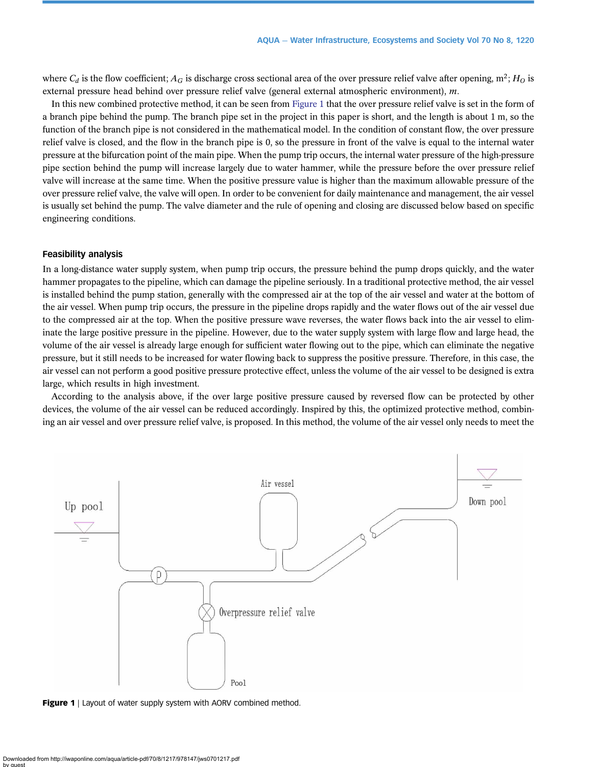where $C_d$ is the flow coefficient; $A_G$ is discharge cross sectional area of the over pressure relief valve after opening, m$^2$; $H_O$ is external pressure head behind over pressure relief valve (general external atmospheric environment), *m*.

In this new combined protective method, it can be seen from Figure 1 that the over pressure relief valve is set in the form of a branch pipe behind the pump. The branch pipe set in the project in this paper is short, and the length is about 1 m, so the function of the branch pipe is not considered in the mathematical model. In the condition of constant flow, the over pressure relief valve is closed, and the flow in the branch pipe is 0, so the pressure in front of the valve is equal to the internal water pressure at the bifurcation point of the main pipe. When the pump trip occurs, the internal water pressure of the high-pressure pipe section behind the pump will increase largely due to water hammer, while the pressure before the over pressure relief valve will increase at the same time. When the positive pressure value is higher than the maximum allowable pressure of the over pressure relief valve, the valve will open. In order to be convenient for daily maintenance and management, the air vessel is usually set behind the pump. The valve diameter and the rule of opening and closing are discussed below based on specific engineering conditions.

### Feasibility analysis

In a long-distance water supply system, when pump trip occurs, the pressure behind the pump drops quickly, and the water hammer propagates to the pipeline, which can damage the pipeline seriously. In a traditional protective method, the air vessel is installed behind the pump station, generally with the compressed air at the top of the air vessel and water at the bottom of the air vessel. When pump trip occurs, the pressure in the pipeline drops rapidly and the water flows out of the air vessel due to the compressed air at the top. When the positive pressure wave reverses, the water flows back into the air vessel to eliminate the large positive pressure in the pipeline. However, due to the water supply system with large flow and large head, the volume of the air vessel is already large enough for sufficient water flowing out to the pipe, which can eliminate the negative pressure, but it still needs to be increased for water flowing back to suppress the positive pressure. Therefore, in this case, the air vessel can not perform a good positive pressure protective effect, unless the volume of the air vessel to be designed is extra large, which results in high investment.

According to the analysis above, if the over large positive pressure caused by reversed flow can be protected by other devices, the volume of the air vessel can be reduced accordingly. Inspired by this, the optimized protective method, combining an air vessel and over pressure relief valve, is proposed. In this method, the volume of the air vessel only needs to meet the

**Figure 1** | Layout of water supply system with AORV combined method.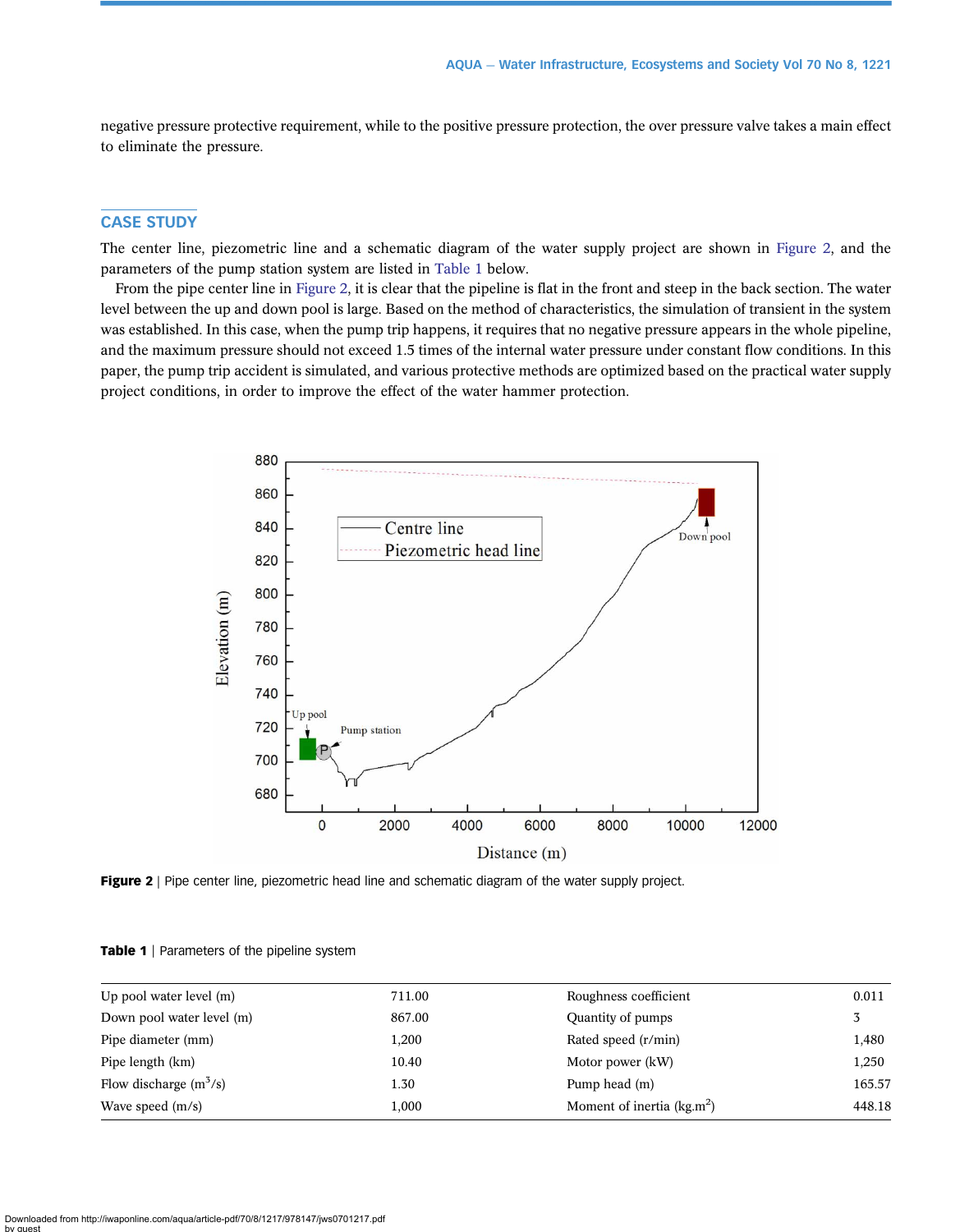negative pressure protective requirement, while to the positive pressure protection, the over pressure valve takes a main effect to eliminate the pressure.

## CASE STUDY

The center line, piezometric line and a schematic diagram of the water supply project are shown in Figure 2, and the parameters of the pump station system are listed in Table 1 below.

From the pipe center line in Figure 2, it is clear that the pipeline is flat in the front and steep in the back section. The water level between the up and down pool is large. Based on the method of characteristics, the simulation of transient in the system was established. In this case, when the pump trip happens, it requires that no negative pressure appears in the whole pipeline, and the maximum pressure should not exceed 1.5 times of the internal water pressure under constant flow conditions. In this paper, the pump trip accident is simulated, and various protective methods are optimized based on the practical water supply project conditions, in order to improve the effect of the water hammer protection.

**Figure 2** | Pipe center line, piezometric head line and schematic diagram of the water supply project.

**Table 1** | Parameters of the pipeline system

| | | | |
|---|---|---|---|
| Up pool water level (m) | 711.00 | Roughness coefficient | 0.011 |
| Down pool water level (m) | 867.00 | Quantity of pumps | 3 |
| Pipe diameter (mm) | 1,200 | Rated speed (r/min) | 1,480 |
| Pipe length (km) | 10.40 | Motor power (kW) | 1,250 |
| Flow discharge ($m^3$/s) | 1.30 | Pump head (m) | 165.57 |
| Wave speed (m/s) | 1,000 | Moment of inertia (kg.$m^2$) | 448.18 |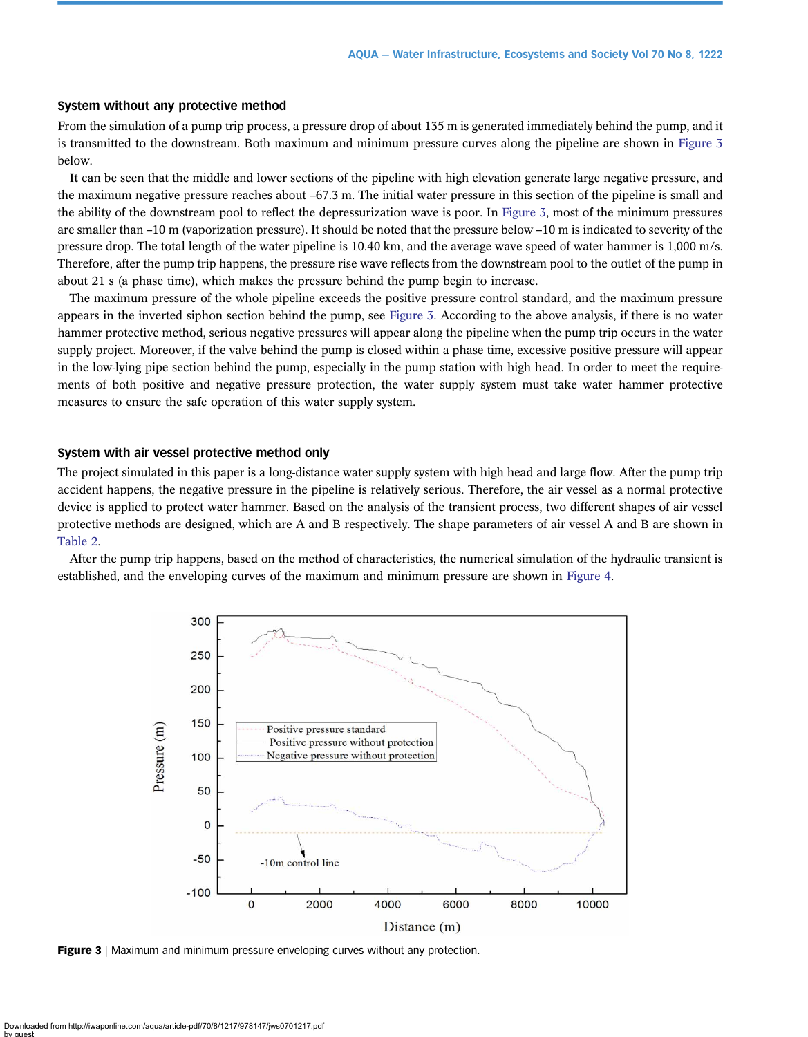### System without any protective method

From the simulation of a pump trip process, a pressure drop of about 135 m is generated immediately behind the pump, and it is transmitted to the downstream. Both maximum and minimum pressure curves along the pipeline are shown in Figure 3 below.

It can be seen that the middle and lower sections of the pipeline with high elevation generate large negative pressure, and the maximum negative pressure reaches about –67.3 m. The initial water pressure in this section of the pipeline is small and the ability of the downstream pool to reflect the depressurization wave is poor. In Figure 3, most of the minimum pressures are smaller than –10 m (vaporization pressure). It should be noted that the pressure below –10 m is indicated to severity of the pressure drop. The total length of the water pipeline is 10.40 km, and the average wave speed of water hammer is 1,000 m/s. Therefore, after the pump trip happens, the pressure rise wave reflects from the downstream pool to the outlet of the pump in about 21 s (a phase time), which makes the pressure behind the pump begin to increase.

The maximum pressure of the whole pipeline exceeds the positive pressure control standard, and the maximum pressure appears in the inverted siphon section behind the pump, see Figure 3. According to the above analysis, if there is no water hammer protective method, serious negative pressures will appear along the pipeline when the pump trip occurs in the water supply project. Moreover, if the valve behind the pump is closed within a phase time, excessive positive pressure will appear in the low-lying pipe section behind the pump, especially in the pump station with high head. In order to meet the requirements of both positive and negative pressure protection, the water supply system must take water hammer protective measures to ensure the safe operation of this water supply system.

### System with air vessel protective method only

The project simulated in this paper is a long-distance water supply system with high head and large flow. After the pump trip accident happens, the negative pressure in the pipeline is relatively serious. Therefore, the air vessel as a normal protective device is applied to protect water hammer. Based on the analysis of the transient process, two different shapes of air vessel protective methods are designed, which are A and B respectively. The shape parameters of air vessel A and B are shown in Table 2.

After the pump trip happens, based on the method of characteristics, the numerical simulation of the hydraulic transient is established, and the enveloping curves of the maximum and minimum pressure are shown in Figure 4.

**Figure 3** | Maximum and minimum pressure enveloping curves without any protection.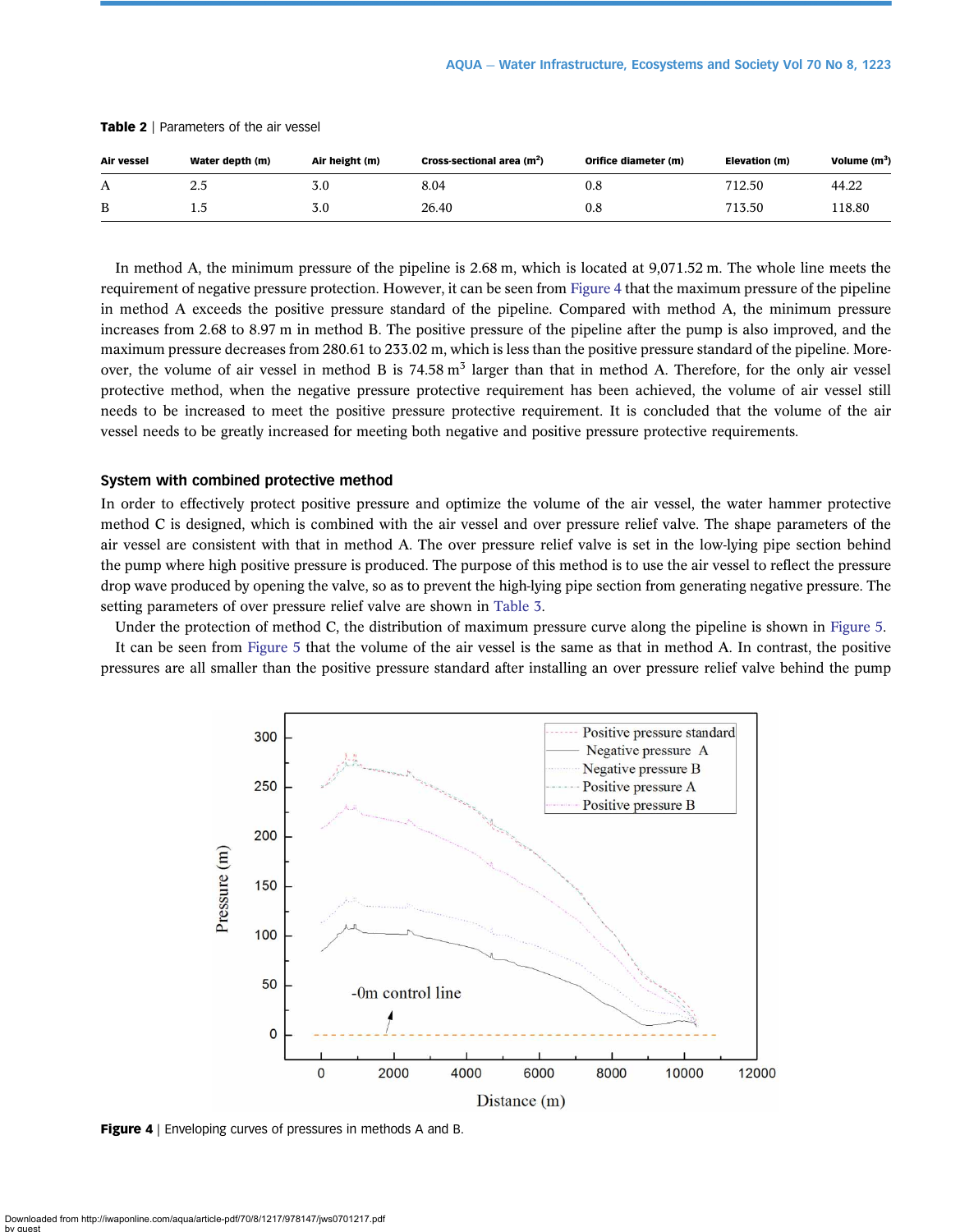**Table 2** | Parameters of the air vessel

| Air vessel | Water depth (m) | Air height (m) | Cross-sectional area ($m^2$) | Orifice diameter (m) | Elevation (m) | Volume ($m^3$) |
|---|---|---|---|---|---|---|
| A | 2.5 | 3.0 | 8.04 | 0.8 | 712.50 | 44.22 |
| B | 1.5 | 3.0 | 26.40 | 0.8 | 713.50 | 118.80 |

In method A, the minimum pressure of the pipeline is 2.68 m, which is located at 9,071.52 m. The whole line meets the requirement of negative pressure protection. However, it can be seen from Figure 4 that the maximum pressure of the pipeline in method A exceeds the positive pressure standard of the pipeline. Compared with method A, the minimum pressure increases from 2.68 to 8.97 m in method B. The positive pressure of the pipeline after the pump is also improved, and the maximum pressure decreases from 280.61 to 233.02 m, which is less than the positive pressure standard of the pipeline. Moreover, the volume of air vessel in method B is 74.58 $m^3$ larger than that in method A. Therefore, for the only air vessel protective method, when the negative pressure protective requirement has been achieved, the volume of air vessel still needs to be increased to meet the positive pressure protective requirement. It is concluded that the volume of the air vessel needs to be greatly increased for meeting both negative and positive pressure protective requirements.

### System with combined protective method

In order to effectively protect positive pressure and optimize the volume of the air vessel, the water hammer protective method C is designed, which is combined with the air vessel and over pressure relief valve. The shape parameters of the air vessel are consistent with that in method A. The over pressure relief valve is set in the low-lying pipe section behind the pump where high positive pressure is produced. The purpose of this method is to use the air vessel to reflect the pressure drop wave produced by opening the valve, so as to prevent the high-lying pipe section from generating negative pressure. The setting parameters of over pressure relief valve are shown in Table 3.

Under the protection of method C, the distribution of maximum pressure curve along the pipeline is shown in Figure 5.

It can be seen from Figure 5 that the volume of the air vessel is the same as that in method A. In contrast, the positive pressures are all smaller than the positive pressure standard after installing an over pressure relief valve behind the pump

**Figure 4** | Enveloping curves of pressures in methods A and B.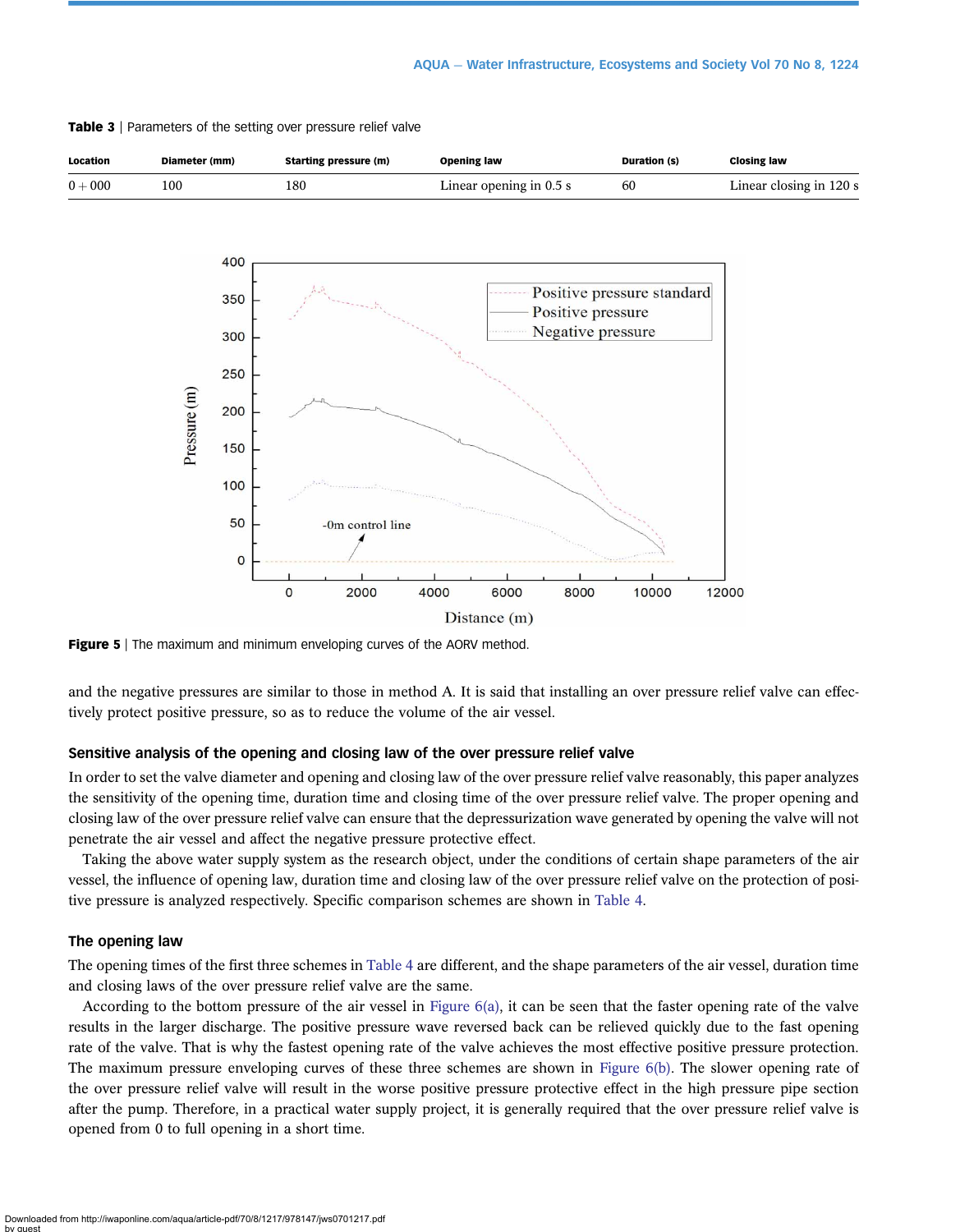**Table 3** | Parameters of the setting over pressure relief valve

| Location | Diameter (mm) | Starting pressure (m) | Opening law | Duration (s) | Closing law |
|---|---|---|---|---|---|
| 0 + 000 | 100 | 180 | Linear opening in 0.5 s | 60 | Linear closing in 120 s |

**Figure 5** | The maximum and minimum enveloping curves of the AORV method.

and the negative pressures are similar to those in method A. It is said that installing an over pressure relief valve can effectively protect positive pressure, so as to reduce the volume of the air vessel.

### Sensitive analysis of the opening and closing law of the over pressure relief valve

In order to set the valve diameter and opening and closing law of the over pressure relief valve reasonably, this paper analyzes the sensitivity of the opening time, duration time and closing time of the over pressure relief valve. The proper opening and closing law of the over pressure relief valve can ensure that the depressurization wave generated by opening the valve will not penetrate the air vessel and affect the negative pressure protective effect.

Taking the above water supply system as the research object, under the conditions of certain shape parameters of the air vessel, the influence of opening law, duration time and closing law of the over pressure relief valve on the protection of positive pressure is analyzed respectively. Specific comparison schemes are shown in Table 4.

### The opening law

The opening times of the first three schemes in Table 4 are different, and the shape parameters of the air vessel, duration time and closing laws of the over pressure relief valve are the same.

According to the bottom pressure of the air vessel in Figure 6(a), it can be seen that the faster opening rate of the valve results in the larger discharge. The positive pressure wave reversed back can be relieved quickly due to the fast opening rate of the valve. That is why the fastest opening rate of the valve achieves the most effective positive pressure protection. The maximum pressure enveloping curves of these three schemes are shown in Figure 6(b). The slower opening rate of the over pressure relief valve will result in the worse positive pressure protective effect in the high pressure pipe section after the pump. Therefore, in a practical water supply project, it is generally required that the over pressure relief valve is opened from 0 to full opening in a short time.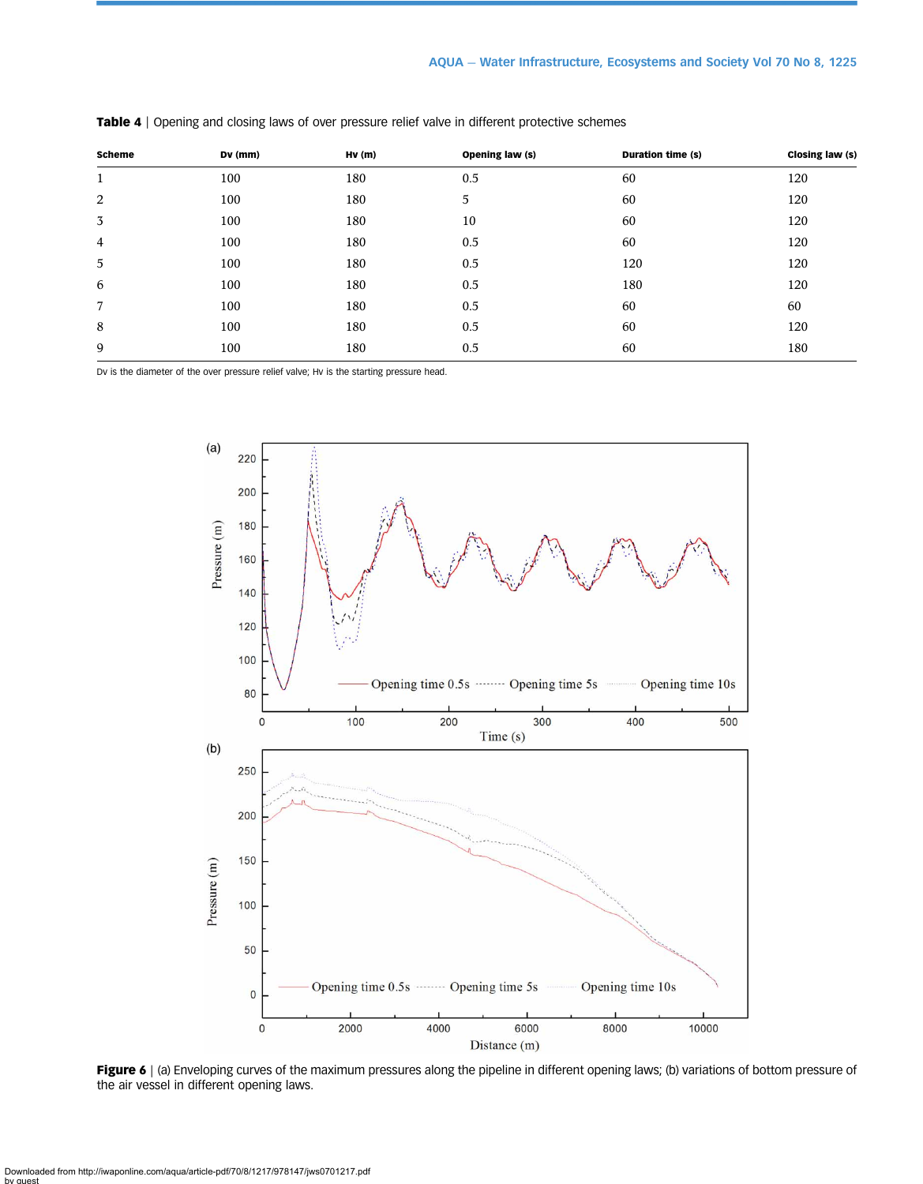**Table 4** | Opening and closing laws of over pressure relief valve in different protective schemes

| Scheme | Dv (mm) | Hv (m) | Opening law (s) | Duration time (s) | Closing law (s) |
|---|---|---|---|---|---|
| 1 | 100 | 180 | 0.5 | 60 | 120 |
| 2 | 100 | 180 | 5 | 60 | 120 |
| 3 | 100 | 180 | 10 | 60 | 120 |
| 4 | 100 | 180 | 0.5 | 60 | 120 |
| 5 | 100 | 180 | 0.5 | 120 | 120 |
| 6 | 100 | 180 | 0.5 | 180 | 120 |
| 7 | 100 | 180 | 0.5 | 60 | 60 |
| 8 | 100 | 180 | 0.5 | 60 | 120 |
| 9 | 100 | 180 | 0.5 | 60 | 180 |

Dv is the diameter of the over pressure relief valve; Hv is the starting pressure head.

**Figure 6** | (a) Enveloping curves of the maximum pressures along the pipeline in different opening laws; (b) variations of bottom pressure of the air vessel in different opening laws.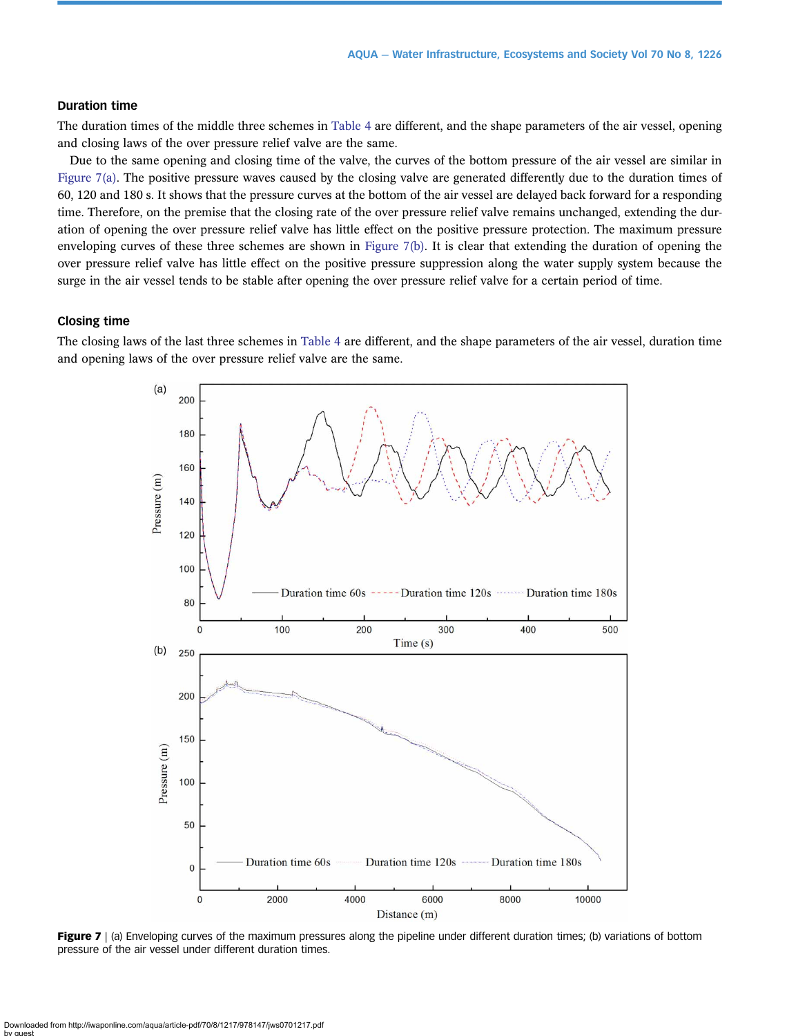### Duration time

The duration times of the middle three schemes in Table 4 are different, and the shape parameters of the air vessel, opening and closing laws of the over pressure relief valve are the same.

Due to the same opening and closing time of the valve, the curves of the bottom pressure of the air vessel are similar in Figure 7(a). The positive pressure waves caused by the closing valve are generated differently due to the duration times of 60, 120 and 180 s. It shows that the pressure curves at the bottom of the air vessel are delayed back forward for a responding time. Therefore, on the premise that the closing rate of the over pressure relief valve remains unchanged, extending the duration of opening the over pressure relief valve has little effect on the positive pressure protection. The maximum pressure enveloping curves of these three schemes are shown in Figure 7(b). It is clear that extending the duration of opening the over pressure relief valve has little effect on the positive pressure suppression along the water supply system because the surge in the air vessel tends to be stable after opening the over pressure relief valve for a certain period of time.

### Closing time

The closing laws of the last three schemes in Table 4 are different, and the shape parameters of the air vessel, duration time and opening laws of the over pressure relief valve are the same.

**Figure 7** | (a) Enveloping curves of the maximum pressures along the pipeline under different duration times; (b) variations of bottom pressure of the air vessel under different duration times.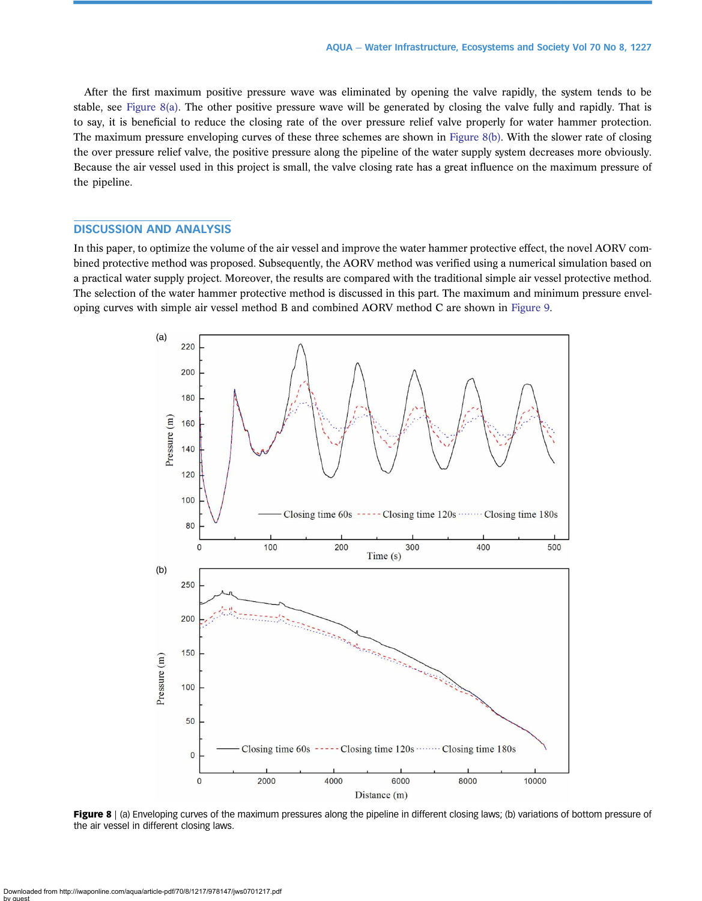After the first maximum positive pressure wave was eliminated by opening the valve rapidly, the system tends to be stable, see Figure 8(a). The other positive pressure wave will be generated by closing the valve fully and rapidly. That is to say, it is beneficial to reduce the closing rate of the over pressure relief valve properly for water hammer protection. The maximum pressure enveloping curves of these three schemes are shown in Figure 8(b). With the slower rate of closing the over pressure relief valve, the positive pressure along the pipeline of the water supply system decreases more obviously. Because the air vessel used in this project is small, the valve closing rate has a great influence on the maximum pressure of the pipeline.

## DISCUSSION AND ANALYSIS

In this paper, to optimize the volume of the air vessel and improve the water hammer protective effect, the novel AORV combined protective method was proposed. Subsequently, the AORV method was verified using a numerical simulation based on a practical water supply project. Moreover, the results are compared with the traditional simple air vessel protective method. The selection of the water hammer protective method is discussed in this part. The maximum and minimum pressure enveloping curves with simple air vessel method B and combined AORV method C are shown in Figure 9.

**Figure 8** | (a) Enveloping curves of the maximum pressures along the pipeline in different closing laws; (b) variations of bottom pressure of the air vessel in different closing laws.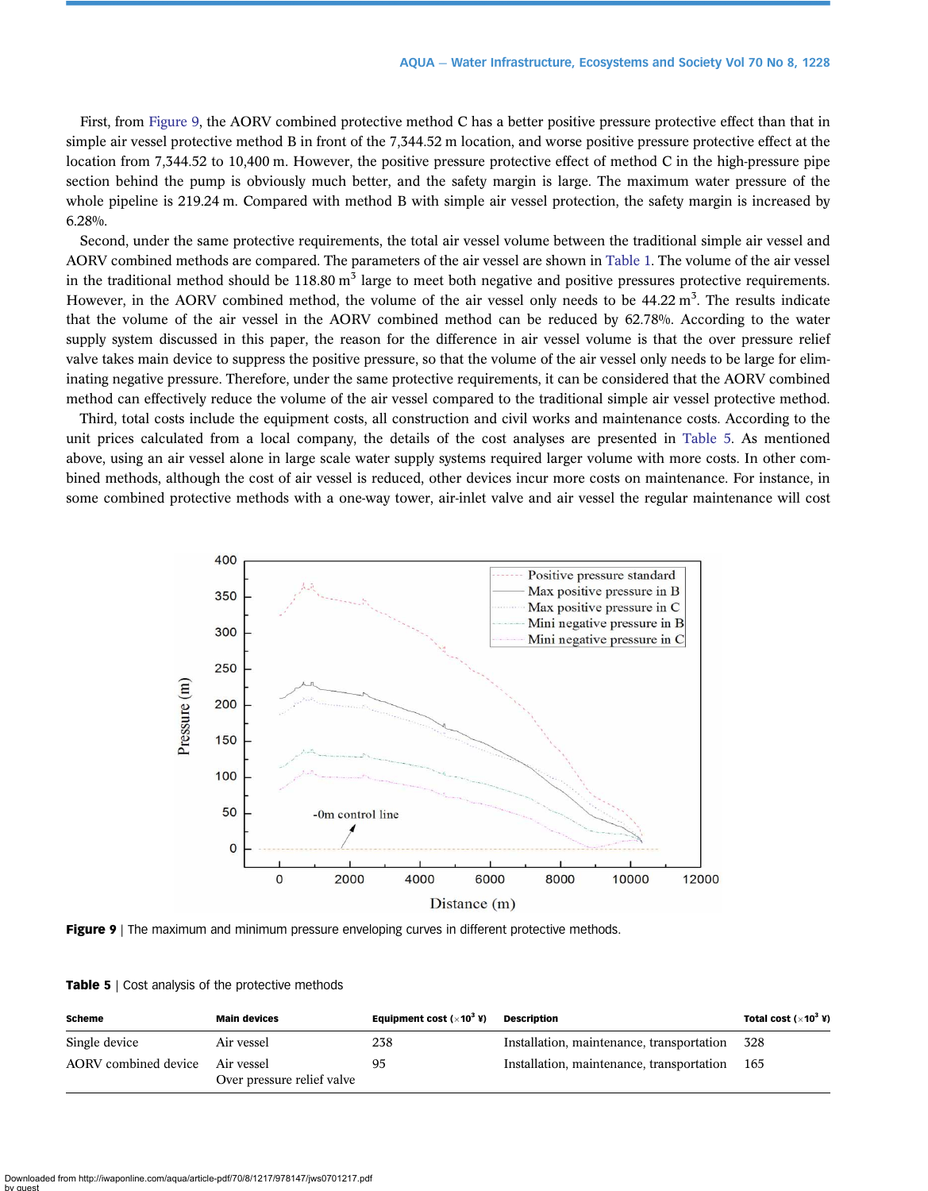First, from Figure 9, the AORV combined protective method C has a better positive pressure protective effect than that in simple air vessel protective method B in front of the 7,344.52 m location, and worse positive pressure protective effect at the location from 7,344.52 to 10,400 m. However, the positive pressure protective effect of method C in the high-pressure pipe section behind the pump is obviously much better, and the safety margin is large. The maximum water pressure of the whole pipeline is 219.24 m. Compared with method B with simple air vessel protection, the safety margin is increased by 6.28%.

Second, under the same protective requirements, the total air vessel volume between the traditional simple air vessel and AORV combined methods are compared. The parameters of the air vessel are shown in Table 1. The volume of the air vessel in the traditional method should be 118.80 $m^3$ large to meet both negative and positive pressures protective requirements. However, in the AORV combined method, the volume of the air vessel only needs to be 44.22 $m^3$. The results indicate that the volume of the air vessel in the AORV combined method can be reduced by 62.78%. According to the water supply system discussed in this paper, the reason for the difference in air vessel volume is that the over pressure relief valve takes main device to suppress the positive pressure, so that the volume of the air vessel only needs to be large for eliminating negative pressure. Therefore, under the same protective requirements, it can be considered that the AORV combined method can effectively reduce the volume of the air vessel compared to the traditional simple air vessel protective method.

Third, total costs include the equipment costs, all construction and civil works and maintenance costs. According to the unit prices calculated from a local company, the details of the cost analyses are presented in Table 5. As mentioned above, using an air vessel alone in large scale water supply systems required larger volume with more costs. In other combined methods, although the cost of air vessel is reduced, other devices incur more costs on maintenance. For instance, in some combined protective methods with a one-way tower, air-inlet valve and air vessel the regular maintenance will cost

**Figure 9** | The maximum and minimum pressure enveloping curves in different protective methods.

**Table 5** | Cost analysis of the protective methods

| Scheme | Main devices | Equipment cost ($\times 10^3$ ¥) | Description | Total cost ($\times 10^3$ ¥) |
|---|---|---|---|---|
| Single device | Air vessel | 238 | Installation, maintenance, transportation | 328 |
| AORV combined device | Air vessel<br>Over pressure relief valve | 95 | Installation, maintenance, transportation | 165 |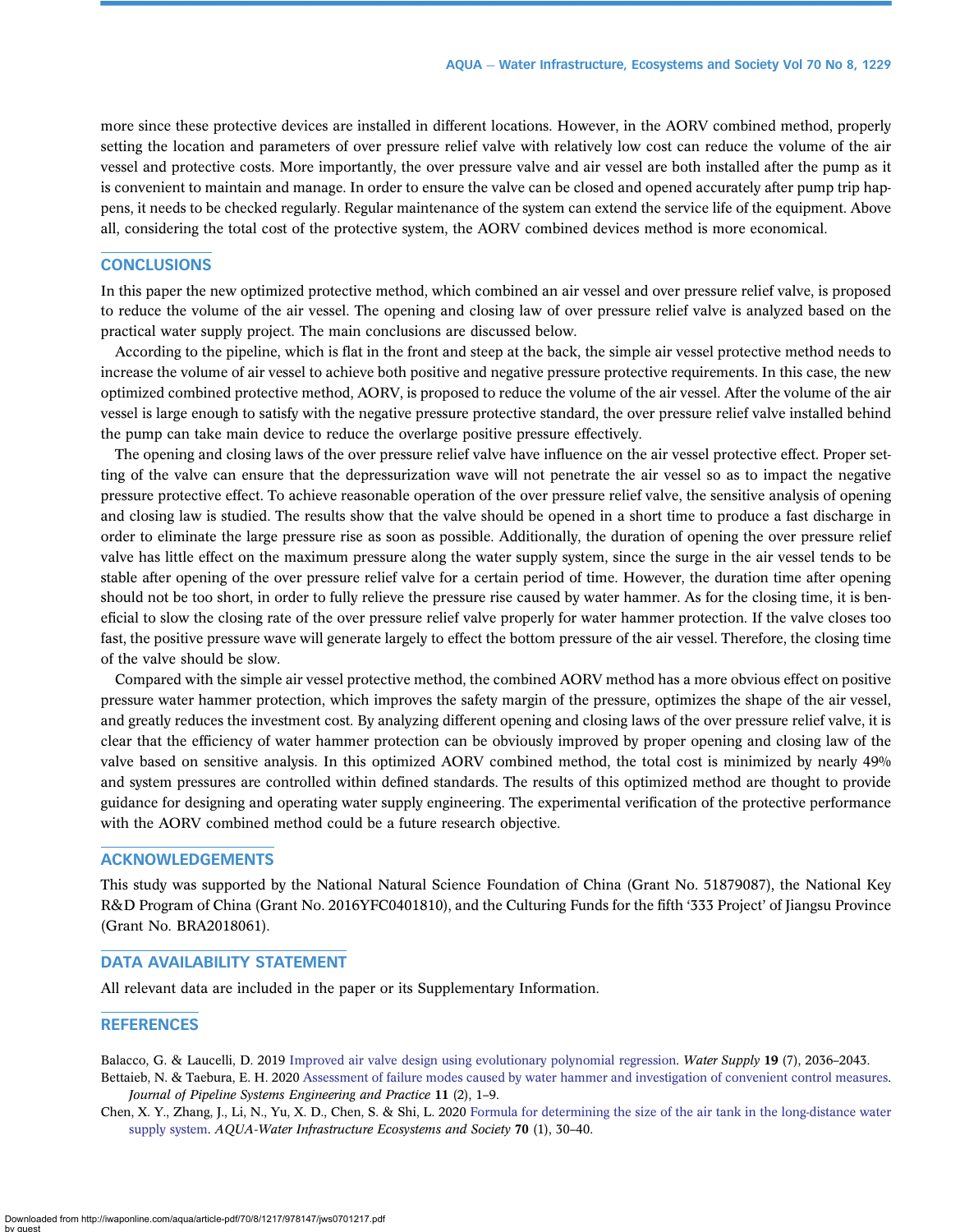more since these protective devices are installed in different locations. However, in the AORV combined method, properly setting the location and parameters of over pressure relief valve with relatively low cost can reduce the volume of the air vessel and protective costs. More importantly, the over pressure valve and air vessel are both installed after the pump as it is convenient to maintain and manage. In order to ensure the valve can be closed and opened accurately after pump trip happens, it needs to be checked regularly. Regular maintenance of the system can extend the service life of the equipment. Above all, considering the total cost of the protective system, the AORV combined devices method is more economical.

## CONCLUSIONS

In this paper the new optimized protective method, which combined an air vessel and over pressure relief valve, is proposed to reduce the volume of the air vessel. The opening and closing law of over pressure relief valve is analyzed based on the practical water supply project. The main conclusions are discussed below.

According to the pipeline, which is flat in the front and steep at the back, the simple air vessel protective method needs to increase the volume of air vessel to achieve both positive and negative pressure protective requirements. In this case, the new optimized combined protective method, AORV, is proposed to reduce the volume of the air vessel. After the volume of the air vessel is large enough to satisfy with the negative pressure protective standard, the over pressure relief valve installed behind the pump can take main device to reduce the overlarge positive pressure effectively.

The opening and closing laws of the over pressure relief valve have influence on the air vessel protective effect. Proper setting of the valve can ensure that the depressurization wave will not penetrate the air vessel so as to impact the negative pressure protective effect. To achieve reasonable operation of the over pressure relief valve, the sensitive analysis of opening and closing law is studied. The results show that the valve should be opened in a short time to produce a fast discharge in order to eliminate the large pressure rise as soon as possible. Additionally, the duration of opening the over pressure relief valve has little effect on the maximum pressure along the water supply system, since the surge in the air vessel tends to be stable after opening of the over pressure relief valve for a certain period of time. However, the duration time after opening should not be too short, in order to fully relieve the pressure rise caused by water hammer. As for the closing time, it is beneficial to slow the closing rate of the over pressure relief valve properly for water hammer protection. If the valve closes too fast, the positive pressure wave will generate largely to effect the bottom pressure of the air vessel. Therefore, the closing time of the valve should be slow.

Compared with the simple air vessel protective method, the combined AORV method has a more obvious effect on positive pressure water hammer protection, which improves the safety margin of the pressure, optimizes the shape of the air vessel, and greatly reduces the investment cost. By analyzing different opening and closing laws of the over pressure relief valve, it is clear that the efficiency of water hammer protection can be obviously improved by proper opening and closing law of the valve based on sensitive analysis. In this optimized AORV combined method, the total cost is minimized by nearly 49% and system pressures are controlled within defined standards. The results of this optimized method are thought to provide guidance for designing and operating water supply engineering. The experimental verification of the protective performance with the AORV combined method could be a future research objective.

## ACKNOWLEDGEMENTS

This study was supported by the National Natural Science Foundation of China (Grant No. 51879087), the National Key R&D Program of China (Grant No. 2016YFC0401810), and the Culturing Funds for the fifth '333 Project' of Jiangsu Province (Grant No. BRA2018061).

## DATA AVAILABILITY STATEMENT

All relevant data are included in the paper or its Supplementary Information.

## REFERENCES

Balacco, G. & Laucelli, D. 2019 Improved air valve design using evolutionary polynomial regression. *Water Supply* **19** (7), 2036–2043.

Bettaieb, N. & Taebura, E. H. 2020 Assessment of failure modes caused by water hammer and investigation of convenient control measures. *Journal of Pipeline Systems Engineering and Practice* **11** (2), 1–9.

Chen, X. Y., Zhang, J., Li, N., Yu, X. D., Chen, S. & Shi, L. 2020 Formula for determining the size of the air tank in the long-distance water supply system. *AQUA-Water Infrastructure Ecosystems and Society* **70** (1), 30–40.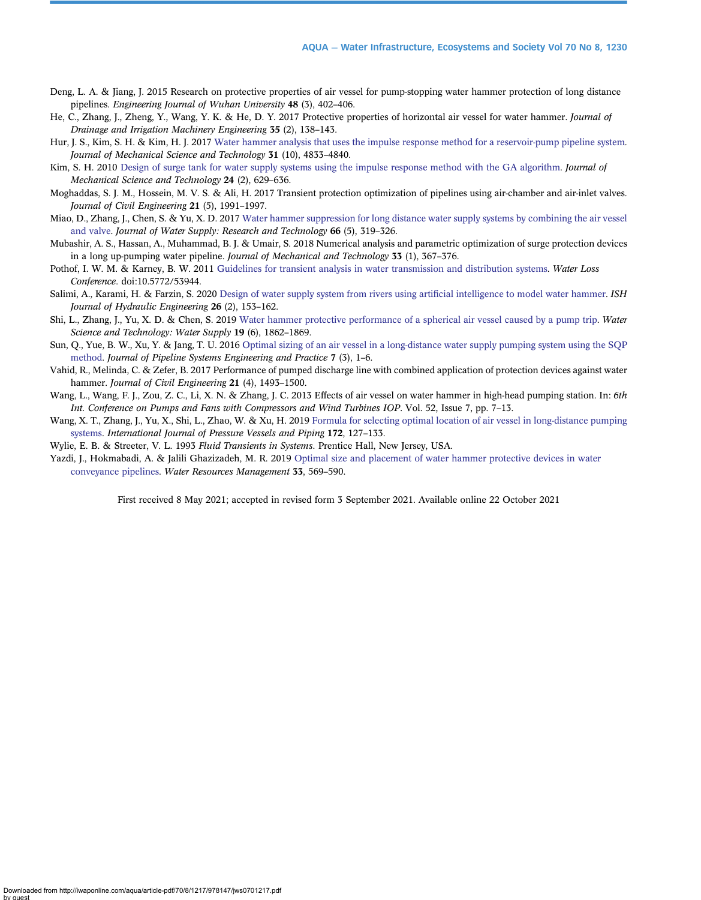Deng, L. A. & Jiang, J. 2015 Research on protective properties of air vessel for pump-stopping water hammer protection of long distance pipelines. *Engineering Journal of Wuhan University* **48** (3), 402–406.

He, C., Zhang, J., Zheng, Y., Wang, Y. K. & He, D. Y. 2017 Protective properties of horizontal air vessel for water hammer. *Journal of Drainage and Irrigation Machinery Engineering* **35** (2), 138–143.

Hur, J. S., Kim, S. H. & Kim, H. J. 2017 Water hammer analysis that uses the impulse response method for a reservoir-pump pipeline system. *Journal of Mechanical Science and Technology* **31** (10), 4833–4840.

Kim, S. H. 2010 Design of surge tank for water supply systems using the impulse response method with the GA algorithm. *Journal of Mechanical Science and Technology* **24** (2), 629–636.

Moghaddas, S. J. M., Hossein, M. V. S. & Ali, H. 2017 Transient protection optimization of pipelines using air-chamber and air-inlet valves. *Journal of Civil Engineering* **21** (5), 1991–1997.

Miao, D., Zhang, J., Chen, S. & Yu, X. D. 2017 Water hammer suppression for long distance water supply systems by combining the air vessel and valve. *Journal of Water Supply: Research and Technology* **66** (5), 319–326.

Mubashir, A. S., Hassan, A., Muhammad, B. J. & Umair, S. 2018 Numerical analysis and parametric optimization of surge protection devices in a long up-pumping water pipeline. *Journal of Mechanical and Technology* **33** (1), 367–376.

Pothof, I. W. M. & Karney, B. W. 2011 Guidelines for transient analysis in water transmission and distribution systems. *Water Loss Conference*. doi:10.5772/53944.

Salimi, A., Karami, H. & Farzin, S. 2020 Design of water supply system from rivers using artificial intelligence to model water hammer. *ISH Journal of Hydraulic Engineering* **26** (2), 153–162.

Shi, L., Zhang, J., Yu, X. D. & Chen, S. 2019 Water hammer protective performance of a spherical air vessel caused by a pump trip. *Water Science and Technology: Water Supply* **19** (6), 1862–1869.

Sun, Q., Yue, B. W., Xu, Y. & Jang, T. U. 2016 Optimal sizing of an air vessel in a long-distance water supply pumping system using the SQP method. *Journal of Pipeline Systems Engineering and Practice* **7** (3), 1–6.

Vahid, R., Melinda, C. & Zefer, B. 2017 Performance of pumped discharge line with combined application of protection devices against water hammer. *Journal of Civil Engineering* **21** (4), 1493–1500.

Wang, L., Wang, F. J., Zou, Z. C., Li, X. N. & Zhang, J. C. 2013 Effects of air vessel on water hammer in high-head pumping station. In: *6th Int. Conference on Pumps and Fans with Compressors and Wind Turbines IOP*. Vol. 52, Issue 7, pp. 7–13.

Wang, X. T., Zhang, J., Yu, X., Shi, L., Zhao, W. & Xu, H. 2019 Formula for selecting optimal location of air vessel in long-distance pumping systems. *International Journal of Pressure Vessels and Piping* **172**, 127–133.

Wylie, E. B. & Streeter, V. L. 1993 *Fluid Transients in Systems*. Prentice Hall, New Jersey, USA.

Yazdi, J., Hokmabadi, A. & Jalili Ghazizadeh, M. R. 2019 Optimal size and placement of water hammer protective devices in water conveyance pipelines. *Water Resources Management* **33**, 569–590.

First received 8 May 2021; accepted in revised form 3 September 2021. Available online 22 October 2021